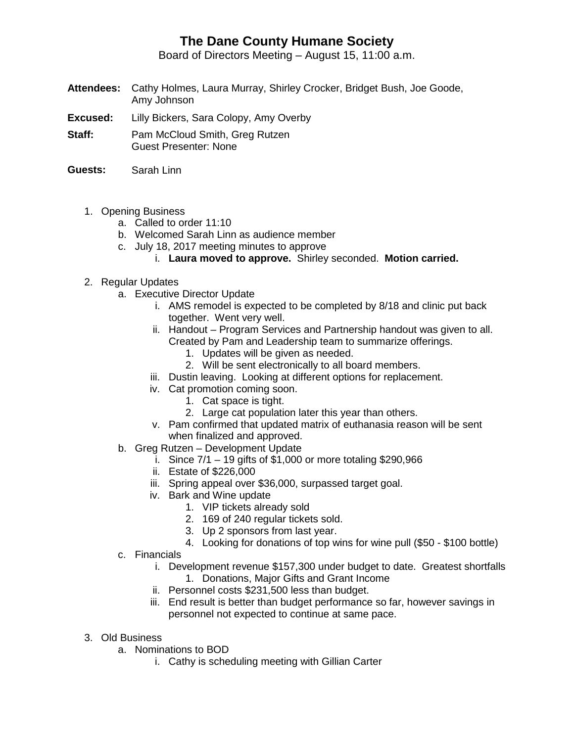# The Dane County Humane Society

Board of Directors Meeting – August 15, 11:00 a.m.

**Attendees:** Cathy Holmes, Laura Murray, Shirley Crocker, Bridget Bush, Joe Goode, Amy Johnson

**Excused:** Lilly Bickers, Sara Colopy, Amy Overby

**Staff:** Pam McCloud Smith, Greg Rutzen
Guest Presenter: None

**Guests:** Sarah Linn

1. Opening Business
    a. Called to order 11:10
    b. Welcomed Sarah Linn as audience member
    c. July 18, 2017 meeting minutes to approve
        i. **Laura moved to approve.** Shirley seconded. **Motion carried.**

2. Regular Updates
    a. Executive Director Update
        i. AMS remodel is expected to be completed by 8/18 and clinic put back together. Went very well.
        ii. Handout – Program Services and Partnership handout was given to all. Created by Pam and Leadership team to summarize offerings.
            1. Updates will be given as needed.
            2. Will be sent electronically to all board members.
        iii. Dustin leaving. Looking at different options for replacement.
        iv. Cat promotion coming soon.
            1. Cat space is tight.
            2. Large cat population later this year than others.
        v. Pam confirmed that updated matrix of euthanasia reason will be sent when finalized and approved.
    b. Greg Rutzen – Development Update
        i. Since 7/1 – 19 gifts of $1,000 or more totaling $290,966
        ii. Estate of $226,000
        iii. Spring appeal over $36,000, surpassed target goal.
        iv. Bark and Wine update
            1. VIP tickets already sold
            2. 169 of 240 regular tickets sold.
            3. Up 2 sponsors from last year.
            4. Looking for donations of top wins for wine pull ($50 - $100 bottle)
    c. Financials
        i. Development revenue $157,300 under budget to date. Greatest shortfalls
            1. Donations, Major Gifts and Grant Income
        ii. Personnel costs $231,500 less than budget.
        iii. End result is better than budget performance so far, however savings in personnel not expected to continue at same pace.

3. Old Business
    a. Nominations to BOD
        i. Cathy is scheduling meeting with Gillian Carter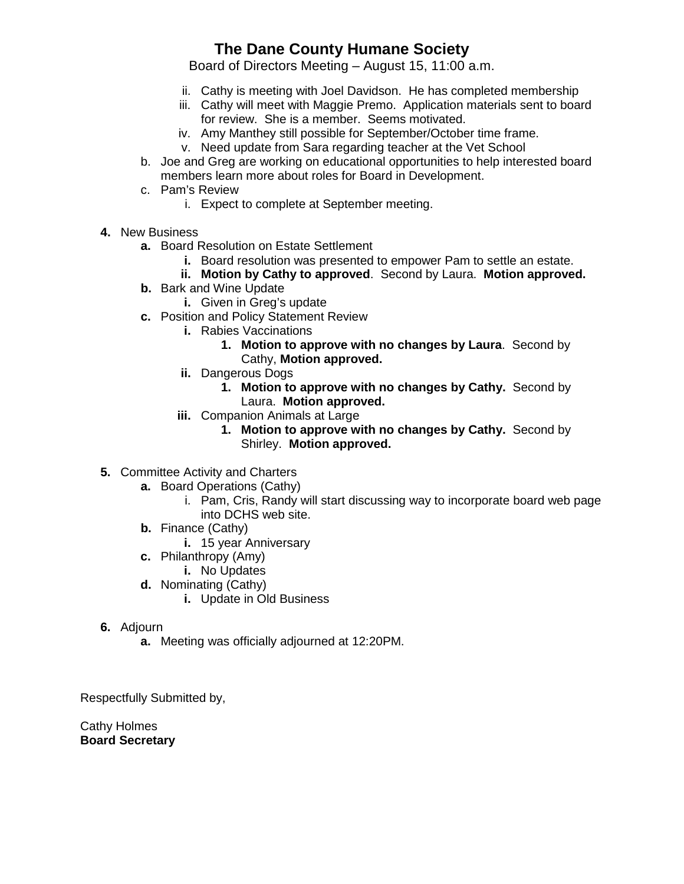# The Dane County Humane Society

Board of Directors Meeting – August 15, 11:00 a.m.

- ii. Cathy is meeting with Joel Davidson. He has completed membership
- iii. Cathy will meet with Maggie Premo. Application materials sent to board for review. She is a member. Seems motivated.
- iv. Amy Manthey still possible for September/October time frame.
- v. Need update from Sara regarding teacher at the Vet School

b. Joe and Greg are working on educational opportunities to help interested board members learn more about roles for Board in Development.

c. Pam's Review
- i. Expect to complete at September meeting.

**4.** New Business

**a.** Board Resolution on Estate Settlement
- **i.** Board resolution was presented to empower Pam to settle an estate.
- **ii. Motion by Cathy to approved**. Second by Laura. **Motion approved.**

**b.** Bark and Wine Update
- **i.** Given in Greg's update

**c.** Position and Policy Statement Review
- **i.** Rabies Vaccinations
  1. **Motion to approve with no changes by Laura**. Second by Cathy, **Motion approved.**
- **ii.** Dangerous Dogs
  1. **Motion to approve with no changes by Cathy.** Second by Laura. **Motion approved.**
- **iii.** Companion Animals at Large
  1. **Motion to approve with no changes by Cathy.** Second by Shirley. **Motion approved.**

**5.** Committee Activity and Charters

**a.** Board Operations (Cathy)
- i. Pam, Cris, Randy will start discussing way to incorporate board web page into DCHS web site.

**b.** Finance (Cathy)
- **i.** 15 year Anniversary

**c.** Philanthropy (Amy)
- **i.** No Updates

**d.** Nominating (Cathy)
- **i.** Update in Old Business

**6.** Adjourn

**a.** Meeting was officially adjourned at 12:20PM.

Respectfully Submitted by,

Cathy Holmes
**Board Secretary**